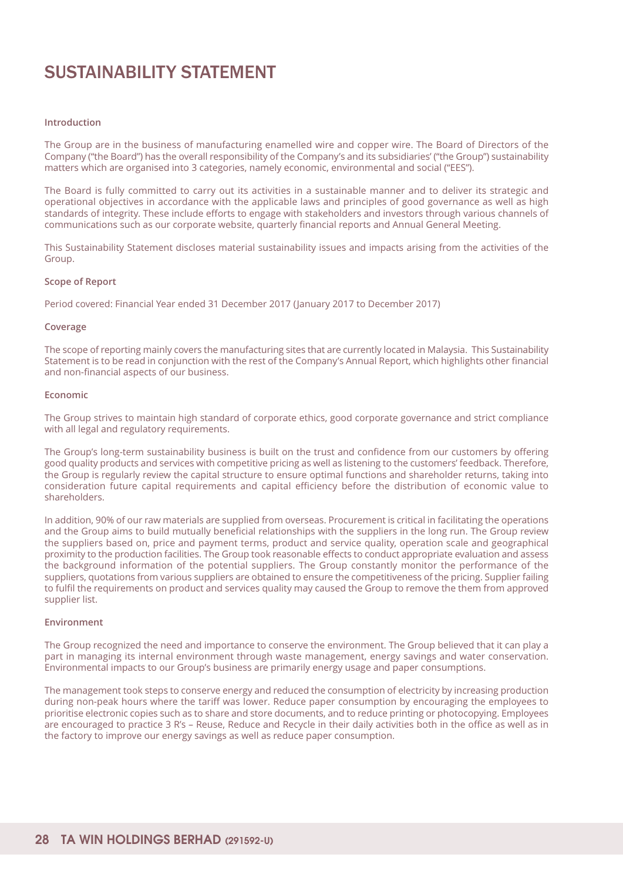# SUSTAINABILITY STATEMENT

**Introduction**

The Group are in the business of manufacturing enamelled wire and copper wire. The Board of Directors of the Company ("the Board") has the overall responsibility of the Company's and its subsidiaries' ("the Group") sustainability matters which are organised into 3 categories, namely economic, environmental and social ("EES").

The Board is fully committed to carry out its activities in a sustainable manner and to deliver its strategic and operational objectives in accordance with the applicable laws and principles of good governance as well as high standards of integrity. These include efforts to engage with stakeholders and investors through various channels of communications such as our corporate website, quarterly financial reports and Annual General Meeting.

This Sustainability Statement discloses material sustainability issues and impacts arising from the activities of the Group.

**Scope of Report**

Period covered: Financial Year ended 31 December 2017 (January 2017 to December 2017)

**Coverage**

The scope of reporting mainly covers the manufacturing sites that are currently located in Malaysia. This Sustainability Statement is to be read in conjunction with the rest of the Company's Annual Report, which highlights other financial and non-financial aspects of our business.

**Economic**

The Group strives to maintain high standard of corporate ethics, good corporate governance and strict compliance with all legal and regulatory requirements.

The Group's long-term sustainability business is built on the trust and confidence from our customers by offering good quality products and services with competitive pricing as well as listening to the customers' feedback. Therefore, the Group is regularly review the capital structure to ensure optimal functions and shareholder returns, taking into consideration future capital requirements and capital efficiency before the distribution of economic value to shareholders.

In addition, 90% of our raw materials are supplied from overseas. Procurement is critical in facilitating the operations and the Group aims to build mutually beneficial relationships with the suppliers in the long run. The Group review the suppliers based on, price and payment terms, product and service quality, operation scale and geographical proximity to the production facilities. The Group took reasonable effects to conduct appropriate evaluation and assess the background information of the potential suppliers. The Group constantly monitor the performance of the suppliers, quotations from various suppliers are obtained to ensure the competitiveness of the pricing. Supplier failing to fulfil the requirements on product and services quality may caused the Group to remove the them from approved supplier list.

**Environment**

The Group recognized the need and importance to conserve the environment. The Group believed that it can play a part in managing its internal environment through waste management, energy savings and water conservation. Environmental impacts to our Group's business are primarily energy usage and paper consumptions.

The management took steps to conserve energy and reduced the consumption of electricity by increasing production during non-peak hours where the tariff was lower. Reduce paper consumption by encouraging the employees to prioritise electronic copies such as to share and store documents, and to reduce printing or photocopying. Employees are encouraged to practice 3 R's – Reuse, Reduce and Recycle in their daily activities both in the office as well as in the factory to improve our energy savings as well as reduce paper consumption.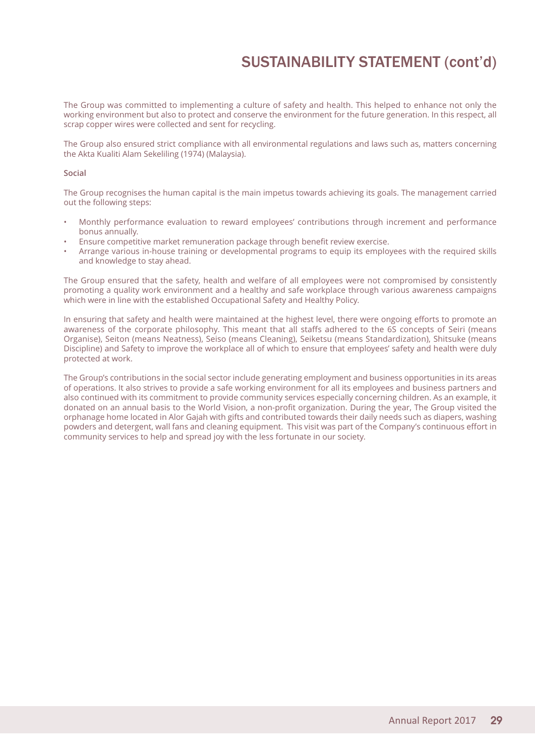The Group was committed to implementing a culture of safety and health. This helped to enhance not only the working environment but also to protect and conserve the environment for the future generation. In this respect, all scrap copper wires were collected and sent for recycling.

The Group also ensured strict compliance with all environmental regulations and laws such as, matters concerning the Akta Kualiti Alam Sekeliling (1974) (Malaysia).

**Social**

The Group recognises the human capital is the main impetus towards achieving its goals. The management carried out the following steps:

- Monthly performance evaluation to reward employees' contributions through increment and performance bonus annually.
- Ensure competitive market remuneration package through benefit review exercise.
- Arrange various in-house training or developmental programs to equip its employees with the required skills and knowledge to stay ahead.

The Group ensured that the safety, health and welfare of all employees were not compromised by consistently promoting a quality work environment and a healthy and safe workplace through various awareness campaigns which were in line with the established Occupational Safety and Healthy Policy.

In ensuring that safety and health were maintained at the highest level, there were ongoing efforts to promote an awareness of the corporate philosophy. This meant that all staffs adhered to the 6S concepts of Seiri (means Organise), Seiton (means Neatness), Seiso (means Cleaning), Seiketsu (means Standardization), Shitsuke (means Discipline) and Safety to improve the workplace all of which to ensure that employees' safety and health were duly protected at work.

The Group's contributions in the social sector include generating employment and business opportunities in its areas of operations. It also strives to provide a safe working environment for all its employees and business partners and also continued with its commitment to provide community services especially concerning children. As an example, it donated on an annual basis to the World Vision, a non-profit organization. During the year, The Group visited the orphanage home located in Alor Gajah with gifts and contributed towards their daily needs such as diapers, washing powders and detergent, wall fans and cleaning equipment. This visit was part of the Company's continuous effort in community services to help and spread joy with the less fortunate in our society.